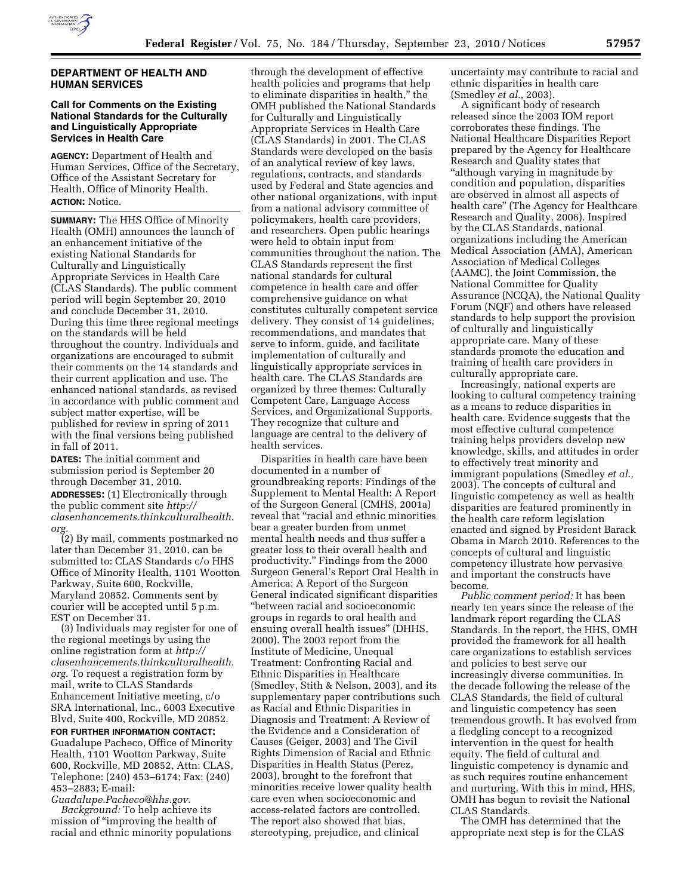## DEPARTMENT OF HEALTH AND HUMAN SERVICES

### Call for Comments on the Existing National Standards for the Culturally and Linguistically Appropriate Services in Health Care

**AGENCY:** Department of Health and Human Services, Office of the Secretary, Office of the Assistant Secretary for Health, Office of Minority Health.

**ACTION:** Notice.

**SUMMARY:** The HHS Office of Minority Health (OMH) announces the launch of an enhancement initiative of the existing National Standards for Culturally and Linguistically Appropriate Services in Health Care (CLAS Standards). The public comment period will begin September 20, 2010 and conclude December 31, 2010. During this time three regional meetings on the standards will be held throughout the country. Individuals and organizations are encouraged to submit their comments on the 14 standards and their current application and use. The enhanced national standards, as revised in accordance with public comment and subject matter expertise, will be published for review in spring of 2011 with the final versions being published in fall of 2011.

**DATES:** The initial comment and submission period is September 20 through December 31, 2010.

**ADDRESSES:** (1) Electronically through the public comment site *http://clasenhancements.thinkculturalhealth.org.*

(2) By mail, comments postmarked no later than December 31, 2010, can be submitted to: CLAS Standards c/o HHS Office of Minority Health, 1101 Wootton Parkway, Suite 600, Rockville, Maryland 20852. Comments sent by courier will be accepted until 5 p.m. EST on December 31.

(3) Individuals may register for one of the regional meetings by using the online registration form at *http://clasenhancements.thinkculturalhealth.org.* To request a registration form by mail, write to CLAS Standards Enhancement Initiative meeting, c/o SRA International, Inc., 6003 Executive Blvd, Suite 400, Rockville, MD 20852.

**FOR FURTHER INFORMATION CONTACT:** Guadalupe Pacheco, Office of Minority Health, 1101 Wootton Parkway, Suite 600, Rockville, MD 20852, Attn: CLAS, Telephone: (240) 453–6174; Fax: (240) 453–2883; E-mail: *Guadalupe.Pacheco@hhs.gov.*

*Background:* To help achieve its mission of "improving the health of racial and ethnic minority populations through the development of effective health policies and programs that help to eliminate disparities in health," the OMH published the National Standards for Culturally and Linguistically Appropriate Services in Health Care (CLAS Standards) in 2001. The CLAS Standards were developed on the basis of an analytical review of key laws, regulations, contracts, and standards used by Federal and State agencies and other national organizations, with input from a national advisory committee of policymakers, health care providers, and researchers. Open public hearings were held to obtain input from communities throughout the nation. The CLAS Standards represent the first national standards for cultural competence in health care and offer comprehensive guidance on what constitutes culturally competent service delivery. They consist of 14 guidelines, recommendations, and mandates that serve to inform, guide, and facilitate implementation of culturally and linguistically appropriate services in health care. The CLAS Standards are organized by three themes: Culturally Competent Care, Language Access Services, and Organizational Supports. They recognize that culture and language are central to the delivery of health services.

Disparities in health care have been documented in a number of groundbreaking reports: Findings of the Supplement to Mental Health: A Report of the Surgeon General (CMHS, 2001a) reveal that "racial and ethnic minorities bear a greater burden from unmet mental health needs and thus suffer a greater loss to their overall health and productivity." Findings from the 2000 Surgeon General's Report Oral Health in America: A Report of the Surgeon General indicated significant disparities "between racial and socioeconomic groups in regards to oral health and ensuing overall health issues" (DHHS, 2000). The 2003 report from the Institute of Medicine, Unequal Treatment: Confronting Racial and Ethnic Disparities in Healthcare (Smedley, Stith & Nelson, 2003), and its supplementary paper contributions such as Racial and Ethnic Disparities in Diagnosis and Treatment: A Review of the Evidence and a Consideration of Causes (Geiger, 2003) and The Civil Rights Dimension of Racial and Ethnic Disparities in Health Status (Perez, 2003), brought to the forefront that minorities receive lower quality health care even when socioeconomic and access-related factors are controlled. The report also showed that bias, stereotyping, prejudice, and clinical uncertainty may contribute to racial and ethnic disparities in health care (Smedley *et al.,* 2003).

A significant body of research released since the 2003 IOM report corroborates these findings. The National Healthcare Disparities Report prepared by the Agency for Healthcare Research and Quality states that "although varying in magnitude by condition and population, disparities are observed in almost all aspects of health care" (The Agency for Healthcare Research and Quality, 2006). Inspired by the CLAS Standards, national organizations including the American Medical Association (AMA), American Association of Medical Colleges (AAMC), the Joint Commission, the National Committee for Quality Assurance (NCQA), the National Quality Forum (NQF) and others have released standards to help support the provision of culturally and linguistically appropriate care. Many of these standards promote the education and training of health care providers in culturally appropriate care.

Increasingly, national experts are looking to cultural competency training as a means to reduce disparities in health care. Evidence suggests that the most effective cultural competence training helps providers develop new knowledge, skills, and attitudes in order to effectively treat minority and immigrant populations (Smedley *et al.,* 2003). The concepts of cultural and linguistic competency as well as health disparities are featured prominently in the health care reform legislation enacted and signed by President Barack Obama in March 2010. References to the concepts of cultural and linguistic competency illustrate how pervasive and important the constructs have become.

*Public comment period:* It has been nearly ten years since the release of the landmark report regarding the CLAS Standards. In the report, the HHS, OMH provided the framework for all health care organizations to establish services and policies to best serve our increasingly diverse communities. In the decade following the release of the CLAS Standards, the field of cultural and linguistic competency has seen tremendous growth. It has evolved from a fledgling concept to a recognized intervention in the quest for health equity. The field of cultural and linguistic competency is dynamic and as such requires routine enhancement and nurturing. With this in mind, HHS, OMH has begun to revisit the National CLAS Standards.

The OMH has determined that the appropriate next step is for the CLAS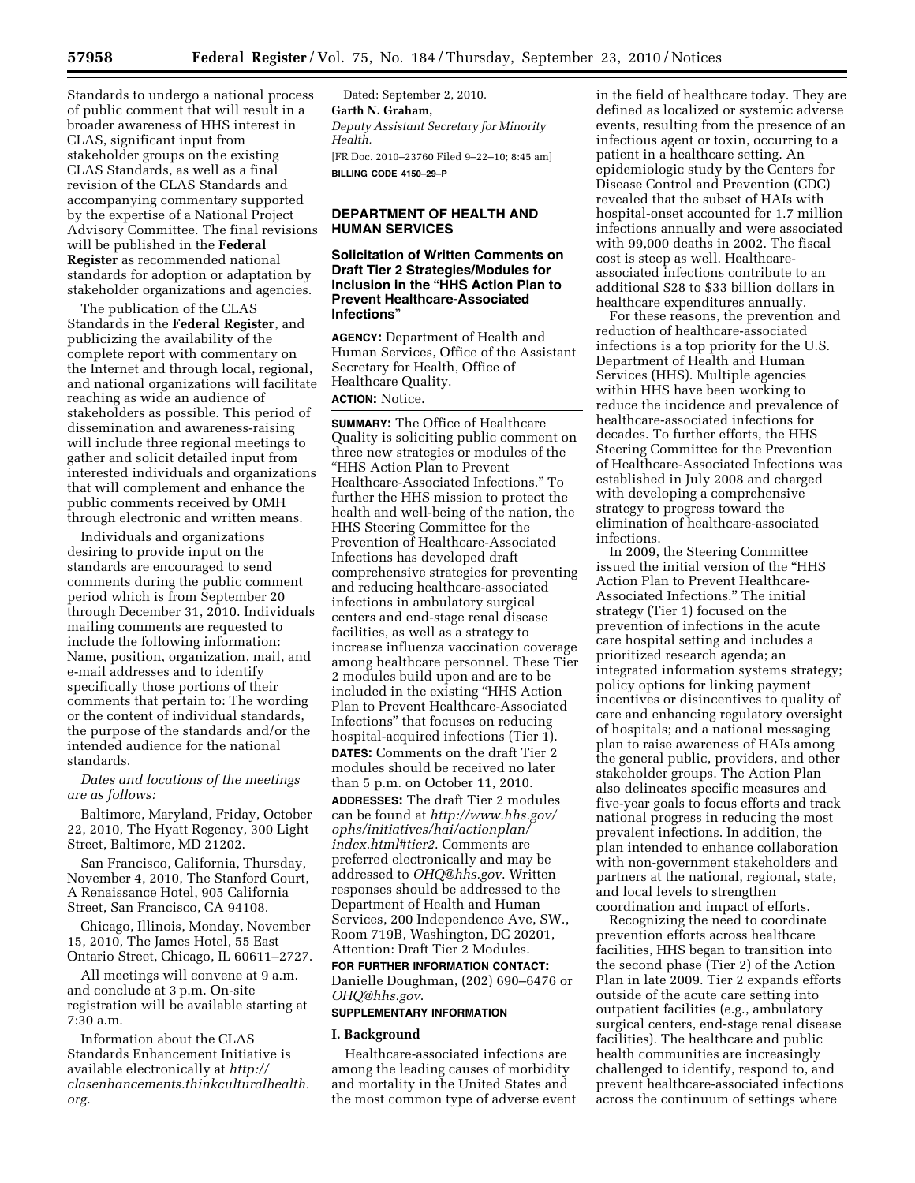Standards to undergo a national process of public comment that will result in a broader awareness of HHS interest in CLAS, significant input from stakeholder groups on the existing CLAS Standards, as well as a final revision of the CLAS Standards and accompanying commentary supported by the expertise of a National Project Advisory Committee. The final revisions will be published in the **Federal Register** as recommended national standards for adoption or adaptation by stakeholder organizations and agencies.

The publication of the CLAS Standards in the **Federal Register**, and publicizing the availability of the complete report with commentary on the Internet and through local, regional, and national organizations will facilitate reaching as wide an audience of stakeholders as possible. This period of dissemination and awareness-raising will include three regional meetings to gather and solicit detailed input from interested individuals and organizations that will complement and enhance the public comments received by OMH through electronic and written means.

Individuals and organizations desiring to provide input on the standards are encouraged to send comments during the public comment period which is from September 20 through December 31, 2010. Individuals mailing comments are requested to include the following information: Name, position, organization, mail, and e-mail addresses and to identify specifically those portions of their comments that pertain to: The wording or the content of individual standards, the purpose of the standards and/or the intended audience for the national standards.

*Dates and locations of the meetings are as follows:*

Baltimore, Maryland, Friday, October 22, 2010, The Hyatt Regency, 300 Light Street, Baltimore, MD 21202.

San Francisco, California, Thursday, November 4, 2010, The Stanford Court, A Renaissance Hotel, 905 California Street, San Francisco, CA 94108.

Chicago, Illinois, Monday, November 15, 2010, The James Hotel, 55 East Ontario Street, Chicago, IL 60611–2727.

All meetings will convene at 9 a.m. and conclude at 3 p.m. On-site registration will be available starting at 7:30 a.m.

Information about the CLAS Standards Enhancement Initiative is available electronically at *http://clasenhancements.thinkculturalhealth.org.*

Dated: September 2, 2010.

**Garth N. Graham,**

*Deputy Assistant Secretary for Minority Health.*

[FR Doc. 2010–23760 Filed 9–22–10; 8:45 am]

**BILLING CODE 4150–29–P**

## DEPARTMENT OF HEALTH AND HUMAN SERVICES

### Solicitation of Written Comments on Draft Tier 2 Strategies/Modules for Inclusion in the "HHS Action Plan to Prevent Healthcare-Associated Infections"

**AGENCY:** Department of Health and Human Services, Office of the Assistant Secretary for Health, Office of Healthcare Quality.

**ACTION:** Notice.

**SUMMARY:** The Office of Healthcare Quality is soliciting public comment on three new strategies or modules of the "HHS Action Plan to Prevent Healthcare-Associated Infections." To further the HHS mission to protect the health and well-being of the nation, the HHS Steering Committee for the Prevention of Healthcare-Associated Infections has developed draft comprehensive strategies for preventing and reducing healthcare-associated infections in ambulatory surgical centers and end-stage renal disease facilities, as well as a strategy to increase influenza vaccination coverage among healthcare personnel. These Tier 2 modules build upon and are to be included in the existing "HHS Action Plan to Prevent Healthcare-Associated Infections" that focuses on reducing hospital-acquired infections (Tier 1).

**DATES:** Comments on the draft Tier 2 modules should be received no later than 5 p.m. on October 11, 2010.

**ADDRESSES:** The draft Tier 2 modules can be found at *http://www.hhs.gov/ophs/initiatives/hai/actionplan/index.html#tier2*. Comments are preferred electronically and may be addressed to *OHQ@hhs.gov*. Written responses should be addressed to the Department of Health and Human Services, 200 Independence Ave, SW., Room 719B, Washington, DC 20201, Attention: Draft Tier 2 Modules.

**FOR FURTHER INFORMATION CONTACT:** Danielle Doughman, (202) 690–6476 or *OHQ@hhs.gov*.

**SUPPLEMENTARY INFORMATION**

**I. Background**

Healthcare-associated infections are among the leading causes of morbidity and mortality in the United States and the most common type of adverse event in the field of healthcare today. They are defined as localized or systemic adverse events, resulting from the presence of an infectious agent or toxin, occurring to a patient in a healthcare setting. An epidemiologic study by the Centers for Disease Control and Prevention (CDC) revealed that the subset of HAIs with hospital-onset accounted for 1.7 million infections annually and were associated with 99,000 deaths in 2002. The fiscal cost is steep as well. Healthcare-associated infections contribute to an additional $28 to $33 billion dollars in healthcare expenditures annually.

For these reasons, the prevention and reduction of healthcare-associated infections is a top priority for the U.S. Department of Health and Human Services (HHS). Multiple agencies within HHS have been working to reduce the incidence and prevalence of healthcare-associated infections for decades. To further efforts, the HHS Steering Committee for the Prevention of Healthcare-Associated Infections was established in July 2008 and charged with developing a comprehensive strategy to progress toward the elimination of healthcare-associated infections.

In 2009, the Steering Committee issued the initial version of the "HHS Action Plan to Prevent Healthcare-Associated Infections." The initial strategy (Tier 1) focused on the prevention of infections in the acute care hospital setting and includes a prioritized research agenda; an integrated information systems strategy; policy options for linking payment incentives or disincentives to quality of care and enhancing regulatory oversight of hospitals; and a national messaging plan to raise awareness of HAIs among the general public, providers, and other stakeholder groups. The Action Plan also delineates specific measures and five-year goals to focus efforts and track national progress in reducing the most prevalent infections. In addition, the plan intended to enhance collaboration with non-government stakeholders and partners at the national, regional, state, and local levels to strengthen coordination and impact of efforts.

Recognizing the need to coordinate prevention efforts across healthcare facilities, HHS began to transition into the second phase (Tier 2) of the Action Plan in late 2009. Tier 2 expands efforts outside of the acute care setting into outpatient facilities (e.g., ambulatory surgical centers, end-stage renal disease facilities). The healthcare and public health communities are increasingly challenged to identify, respond to, and prevent healthcare-associated infections across the continuum of settings where